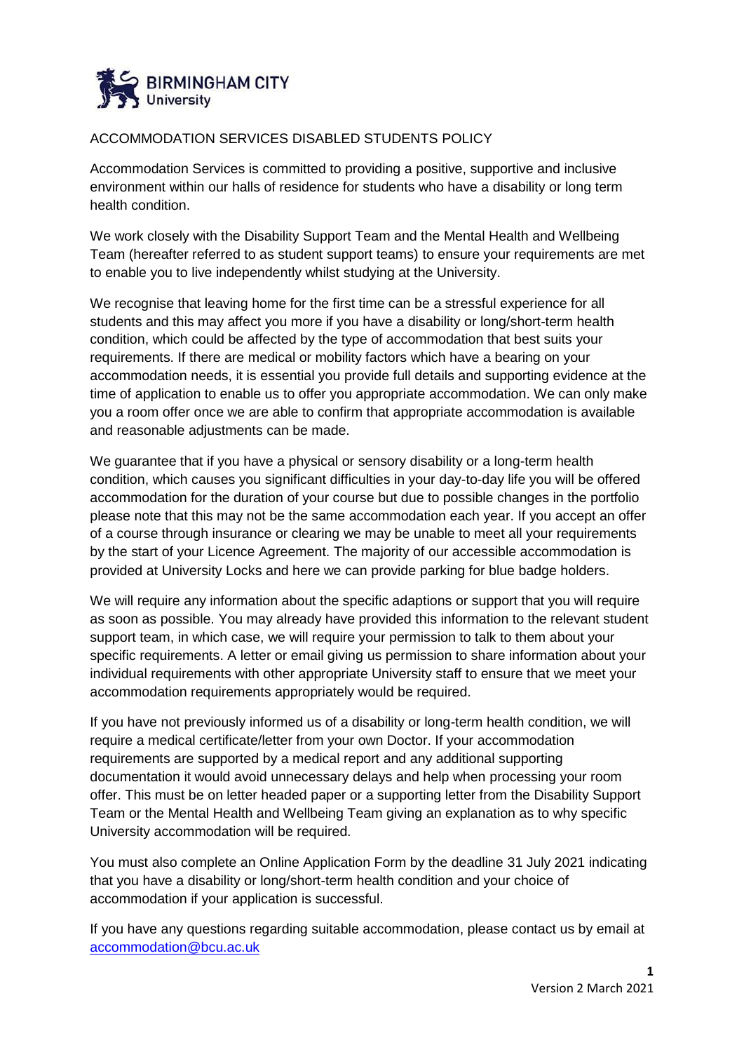# ACCOMMODATION SERVICES DISABLED STUDENTS POLICY

Accommodation Services is committed to providing a positive, supportive and inclusive environment within our halls of residence for students who have a disability or long term health condition.

We work closely with the Disability Support Team and the Mental Health and Wellbeing Team (hereafter referred to as student support teams) to ensure your requirements are met to enable you to live independently whilst studying at the University.

We recognise that leaving home for the first time can be a stressful experience for all students and this may affect you more if you have a disability or long/short-term health condition, which could be affected by the type of accommodation that best suits your requirements. If there are medical or mobility factors which have a bearing on your accommodation needs, it is essential you provide full details and supporting evidence at the time of application to enable us to offer you appropriate accommodation. We can only make you a room offer once we are able to confirm that appropriate accommodation is available and reasonable adjustments can be made.

We guarantee that if you have a physical or sensory disability or a long-term health condition, which causes you significant difficulties in your day-to-day life you will be offered accommodation for the duration of your course but due to possible changes in the portfolio please note that this may not be the same accommodation each year. If you accept an offer of a course through insurance or clearing we may be unable to meet all your requirements by the start of your Licence Agreement. The majority of our accessible accommodation is provided at University Locks and here we can provide parking for blue badge holders.

We will require any information about the specific adaptions or support that you will require as soon as possible. You may already have provided this information to the relevant student support team, in which case, we will require your permission to talk to them about your specific requirements. A letter or email giving us permission to share information about your individual requirements with other appropriate University staff to ensure that we meet your accommodation requirements appropriately would be required.

If you have not previously informed us of a disability or long-term health condition, we will require a medical certificate/letter from your own Doctor. If your accommodation requirements are supported by a medical report and any additional supporting documentation it would avoid unnecessary delays and help when processing your room offer. This must be on letter headed paper or a supporting letter from the Disability Support Team or the Mental Health and Wellbeing Team giving an explanation as to why specific University accommodation will be required.

You must also complete an Online Application Form by the deadline 31 July 2021 indicating that you have a disability or long/short-term health condition and your choice of accommodation if your application is successful.

If you have any questions regarding suitable accommodation, please contact us by email at accommodation@bcu.ac.uk

Version 2 March 2021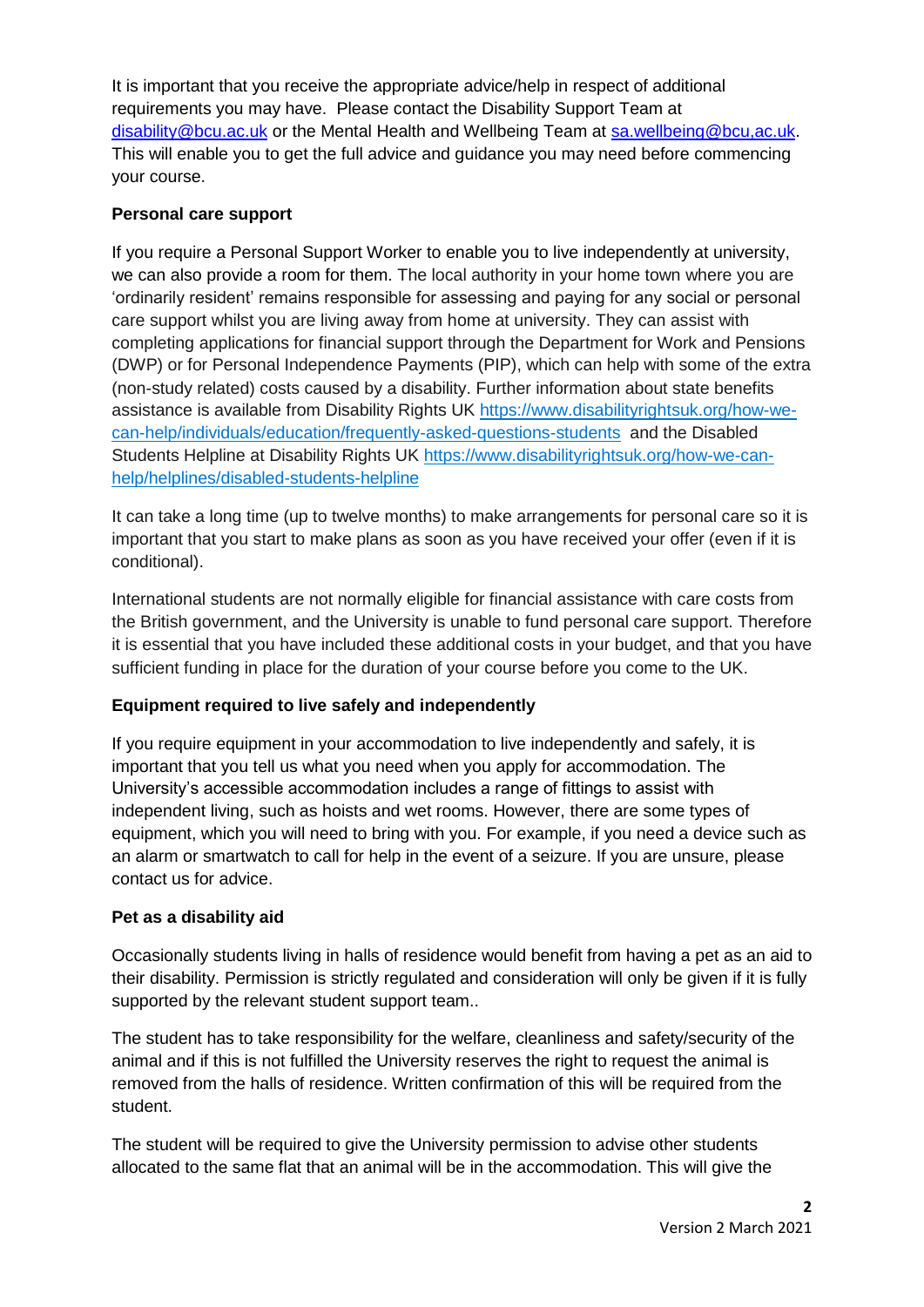It is important that you receive the appropriate advice/help in respect of additional requirements you may have. Please contact the Disability Support Team at [disability@bcu.ac.uk](mailto:disability@bcu.ac.uk) or the Mental Health and Wellbeing Team at [sa.wellbeing@bcu,ac.uk](mailto:sa.wellbeing@bcu,ac.uk). This will enable you to get the full advice and guidance you may need before commencing your course.

**Personal care support**

If you require a Personal Support Worker to enable you to live independently at university, we can also provide a room for them. The local authority in your home town where you are 'ordinarily resident' remains responsible for assessing and paying for any social or personal care support whilst you are living away from home at university. They can assist with completing applications for financial support through the Department for Work and Pensions (DWP) or for Personal Independence Payments (PIP), which can help with some of the extra (non-study related) costs caused by a disability. Further information about state benefits assistance is available from Disability Rights UK [https://www.disabilityrightsuk.org/how-we-can-help/individuals/education/frequently-asked-questions-students](https://www.disabilityrightsuk.org/how-we-can-help/individuals/education/frequently-asked-questions-students) and the Disabled Students Helpline at Disability Rights UK [https://www.disabilityrightsuk.org/how-we-can-help/helplines/disabled-students-helpline](https://www.disabilityrightsuk.org/how-we-can-help/helplines/disabled-students-helpline)

It can take a long time (up to twelve months) to make arrangements for personal care so it is important that you start to make plans as soon as you have received your offer (even if it is conditional).

International students are not normally eligible for financial assistance with care costs from the British government, and the University is unable to fund personal care support. Therefore it is essential that you have included these additional costs in your budget, and that you have sufficient funding in place for the duration of your course before you come to the UK.

**Equipment required to live safely and independently**

If you require equipment in your accommodation to live independently and safely, it is important that you tell us what you need when you apply for accommodation. The University's accessible accommodation includes a range of fittings to assist with independent living, such as hoists and wet rooms. However, there are some types of equipment, which you will need to bring with you. For example, if you need a device such as an alarm or smartwatch to call for help in the event of a seizure. If you are unsure, please contact us for advice.

**Pet as a disability aid**

Occasionally students living in halls of residence would benefit from having a pet as an aid to their disability. Permission is strictly regulated and consideration will only be given if it is fully supported by the relevant student support team..

The student has to take responsibility for the welfare, cleanliness and safety/security of the animal and if this is not fulfilled the University reserves the right to request the animal is removed from the halls of residence. Written confirmation of this will be required from the student.

The student will be required to give the University permission to advise other students allocated to the same flat that an animal will be in the accommodation. This will give the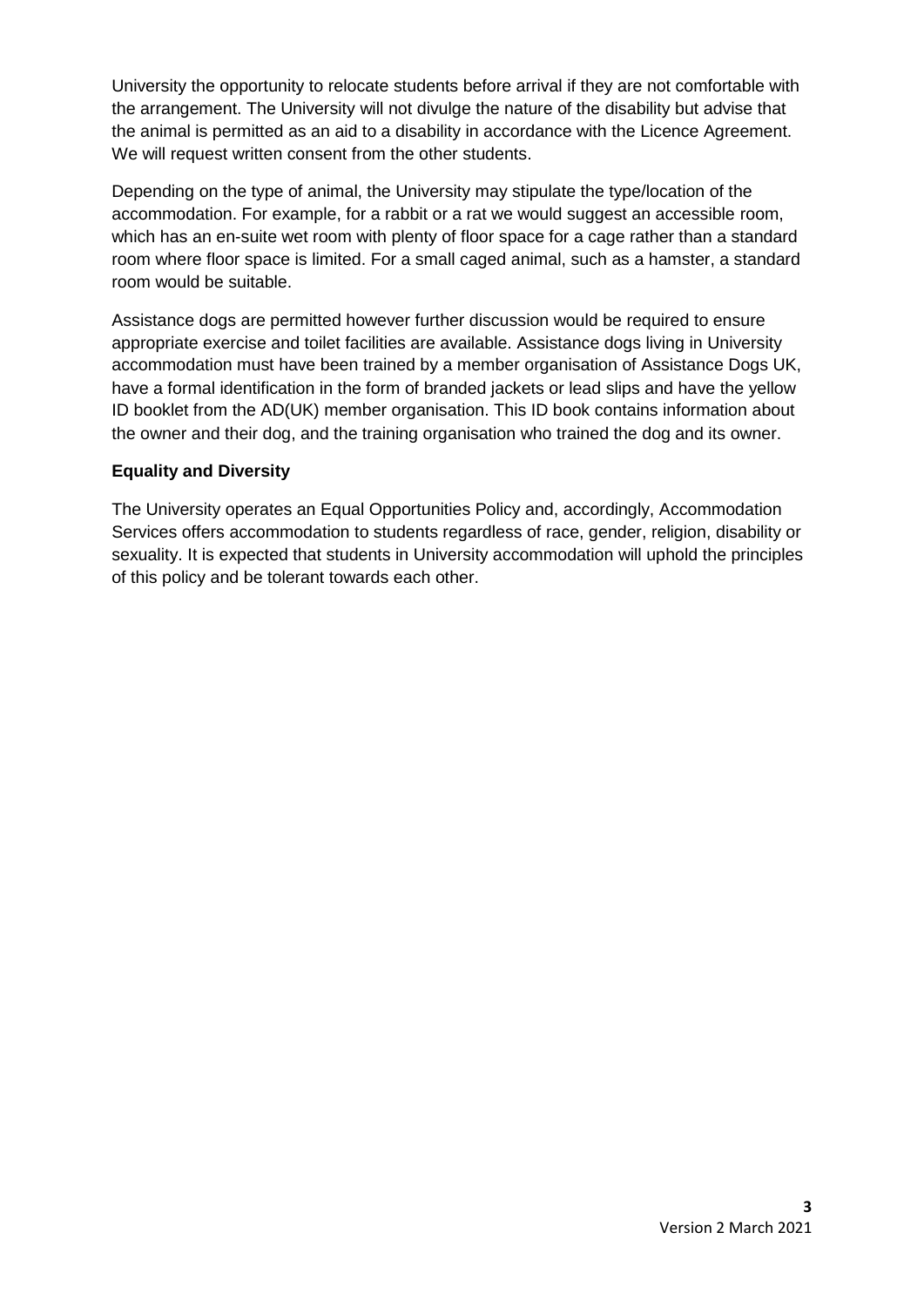University the opportunity to relocate students before arrival if they are not comfortable with the arrangement. The University will not divulge the nature of the disability but advise that the animal is permitted as an aid to a disability in accordance with the Licence Agreement. We will request written consent from the other students.

Depending on the type of animal, the University may stipulate the type/location of the accommodation. For example, for a rabbit or a rat we would suggest an accessible room, which has an en-suite wet room with plenty of floor space for a cage rather than a standard room where floor space is limited. For a small caged animal, such as a hamster, a standard room would be suitable.

Assistance dogs are permitted however further discussion would be required to ensure appropriate exercise and toilet facilities are available. Assistance dogs living in University accommodation must have been trained by a member organisation of Assistance Dogs UK, have a formal identification in the form of branded jackets or lead slips and have the yellow ID booklet from the AD(UK) member organisation. This ID book contains information about the owner and their dog, and the training organisation who trained the dog and its owner.

**Equality and Diversity**

The University operates an Equal Opportunities Policy and, accordingly, Accommodation Services offers accommodation to students regardless of race, gender, religion, disability or sexuality. It is expected that students in University accommodation will uphold the principles of this policy and be tolerant towards each other.